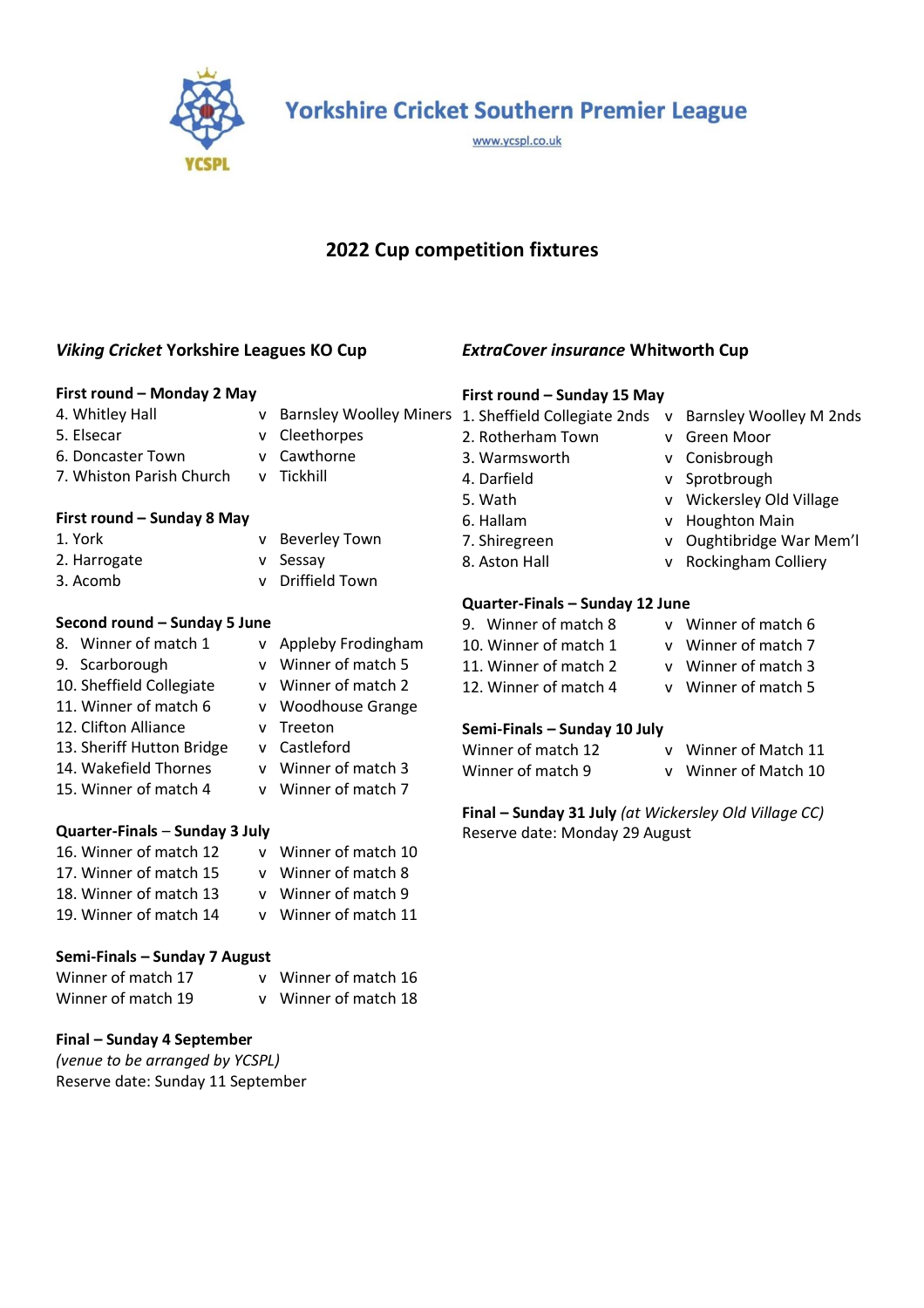# Yorkshire Cricket Southern Premier League

www.ycspl.co.uk

## 2022 Cup competition fixtures

### *Viking Cricket* Yorkshire Leagues KO Cup

**First round – Monday 2 May**

| | | |
|---|---|---|
| 4. Whitley Hall | v | Barnsley Woolley Miners |
| 5. Elsecar | v | Cleethorpes |
| 6. Doncaster Town | v | Cawthorne |
| 7. Whiston Parish Church | v | Tickhill |

**First round – Sunday 8 May**

| | | |
|---|---|---|
| 1. York | v | Beverley Town |
| 2. Harrogate | v | Sessay |
| 3. Acomb | v | Driffield Town |

**Second round – Sunday 5 June**

| | | |
|---|---|---|
| 8. Winner of match 1 | v | Appleby Frodingham |
| 9. Scarborough | v | Winner of match 5 |
| 10. Sheffield Collegiate | v | Winner of match 2 |
| 11. Winner of match 6 | v | Woodhouse Grange |
| 12. Clifton Alliance | v | Treeton |
| 13. Sheriff Hutton Bridge | v | Castleford |
| 14. Wakefield Thornes | v | Winner of match 3 |
| 15. Winner of match 4 | v | Winner of match 7 |

**Quarter-Finals – Sunday 3 July**

| | | |
|---|---|---|
| 16. Winner of match 12 | v | Winner of match 10 |
| 17. Winner of match 15 | v | Winner of match 8 |
| 18. Winner of match 13 | v | Winner of match 9 |
| 19. Winner of match 14 | v | Winner of match 11 |

**Semi-Finals – Sunday 7 August**

| | | |
|---|---|---|
| Winner of match 17 | v | Winner of match 16 |
| Winner of match 19 | v | Winner of match 18 |

**Final – Sunday 4 September**

*(venue to be arranged by YCSPL)*

Reserve date: Sunday 11 September

### *ExtraCover insurance* Whitworth Cup

**First round – Sunday 15 May**

| | | |
|---|---|---|
| 1. Sheffield Collegiate 2nds | v | Barnsley Woolley M 2nds |
| 2. Rotherham Town | v | Green Moor |
| 3. Warmsworth | v | Conisbrough |
| 4. Darfield | v | Sprotbrough |
| 5. Wath | v | Wickersley Old Village |
| 6. Hallam | v | Houghton Main |
| 7. Shiregreen | v | Oughtibridge War Mem'l |
| 8. Aston Hall | v | Rockingham Colliery |

**Quarter-Finals – Sunday 12 June**

| | | |
|---|---|---|
| 9. Winner of match 8 | v | Winner of match 6 |
| 10. Winner of match 1 | v | Winner of match 7 |
| 11. Winner of match 2 | v | Winner of match 3 |
| 12. Winner of match 4 | v | Winner of match 5 |

**Semi-Finals – Sunday 10 July**

| | | |
|---|---|---|
| Winner of match 12 | v | Winner of Match 11 |
| Winner of match 9 | v | Winner of Match 10 |

**Final – Sunday 31 July** *(at Wickersley Old Village CC)*

Reserve date: Monday 29 August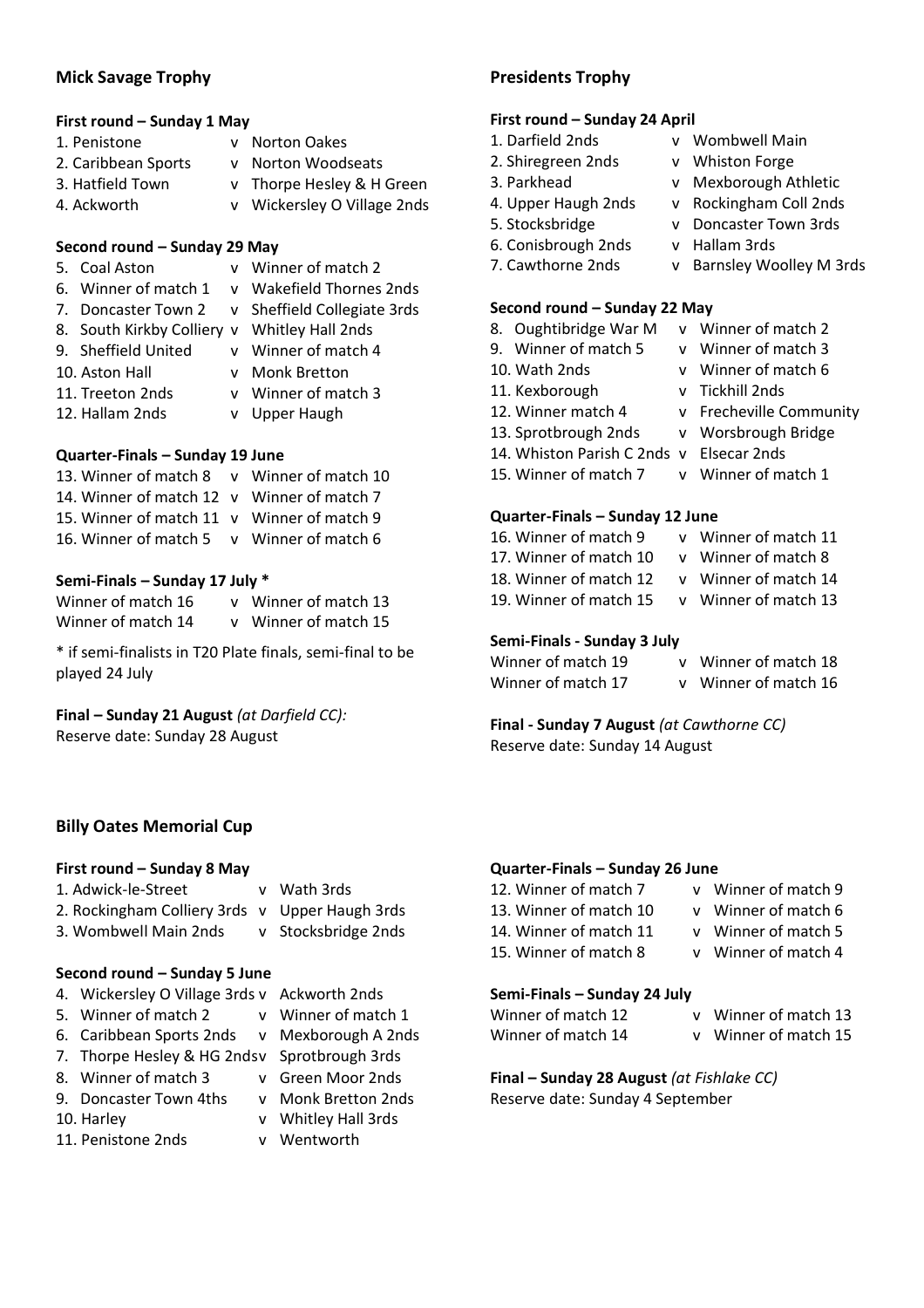## Mick Savage Trophy

**First round – Sunday 1 May**

| | | |
|---|---|---|
| 1. Penistone | v | Norton Oakes |
| 2. Caribbean Sports | v | Norton Woodseats |
| 3. Hatfield Town | v | Thorpe Hesley & H Green |
| 4. Ackworth | v | Wickersley O Village 2nds |

**Second round – Sunday 29 May**

| | | |
|---|---|---|
| 5. Coal Aston | v | Winner of match 2 |
| 6. Winner of match 1 | v | Wakefield Thornes 2nds |
| 7. Doncaster Town 2 | v | Sheffield Collegiate 3rds |
| 8. South Kirkby Colliery | v | Whitley Hall 2nds |
| 9. Sheffield United | v | Winner of match 4 |
| 10. Aston Hall | v | Monk Bretton |
| 11. Treeton 2nds | v | Winner of match 3 |
| 12. Hallam 2nds | v | Upper Haugh |

**Quarter-Finals – Sunday 19 June**

| | | |
|---|---|---|
| 13. Winner of match 8 | v | Winner of match 10 |
| 14. Winner of match 12 | v | Winner of match 7 |
| 15. Winner of match 11 | v | Winner of match 9 |
| 16. Winner of match 5 | v | Winner of match 6 |

**Semi-Finals – Sunday 17 July ***

| | | |
|---|---|---|
| Winner of match 16 | v | Winner of match 13 |
| Winner of match 14 | v | Winner of match 15 |

* if semi-finalists in T20 Plate finals, semi-final to be played 24 July

**Final – Sunday 21 August** *(at Darfield CC):*
Reserve date: Sunday 28 August

## Presidents Trophy

**First round – Sunday 24 April**

| | | |
|---|---|---|
| 1. Darfield 2nds | v | Wombwell Main |
| 2. Shiregreen 2nds | v | Whiston Forge |
| 3. Parkhead | v | Mexborough Athletic |
| 4. Upper Haugh 2nds | v | Rockingham Coll 2nds |
| 5. Stocksbridge | v | Doncaster Town 3rds |
| 6. Conisbrough 2nds | v | Hallam 3rds |
| 7. Cawthorne 2nds | v | Barnsley Woolley M 3rds |

**Second round – Sunday 22 May**

| | | |
|---|---|---|
| 8. Oughtibridge War M | v | Winner of match 2 |
| 9. Winner of match 5 | v | Winner of match 3 |
| 10. Wath 2nds | v | Winner of match 6 |
| 11. Kexborough | v | Tickhill 2nds |
| 12. Winner match 4 | v | Frecheville Community |
| 13. Sprotbrough 2nds | v | Worsbrough Bridge |
| 14. Whiston Parish C 2nds | v | Elsecar 2nds |
| 15. Winner of match 7 | v | Winner of match 1 |

**Quarter-Finals – Sunday 12 June**

| | | |
|---|---|---|
| 16. Winner of match 9 | v | Winner of match 11 |
| 17. Winner of match 10 | v | Winner of match 8 |
| 18. Winner of match 12 | v | Winner of match 14 |
| 19. Winner of match 15 | v | Winner of match 13 |

**Semi-Finals - Sunday 3 July**

| | | |
|---|---|---|
| Winner of match 19 | v | Winner of match 18 |
| Winner of match 17 | v | Winner of match 16 |

**Final - Sunday 7 August** *(at Cawthorne CC)*
Reserve date: Sunday 14 August

## Billy Oates Memorial Cup

**First round – Sunday 8 May**

| | | |
|---|---|---|
| 1. Adwick-le-Street | v | Wath 3rds |
| 2. Rockingham Colliery 3rds | v | Upper Haugh 3rds |
| 3. Wombwell Main 2nds | v | Stocksbridge 2nds |

**Second round – Sunday 5 June**

| | | |
|---|---|---|
| 4. Wickersley O Village 3rds | v | Ackworth 2nds |
| 5. Winner of match 2 | v | Winner of match 1 |
| 6. Caribbean Sports 2nds | v | Mexborough A 2nds |
| 7. Thorpe Hesley & HG 2nds | v | Sprotbrough 3rds |
| 8. Winner of match 3 | v | Green Moor 2nds |
| 9. Doncaster Town 4ths | v | Monk Bretton 2nds |
| 10. Harley | v | Whitley Hall 3rds |
| 11. Penistone 2nds | v | Wentworth |

**Quarter-Finals – Sunday 26 June**

| | | |
|---|---|---|
| 12. Winner of match 7 | v | Winner of match 9 |
| 13. Winner of match 10 | v | Winner of match 6 |
| 14. Winner of match 11 | v | Winner of match 5 |
| 15. Winner of match 8 | v | Winner of match 4 |

**Semi-Finals – Sunday 24 July**

| | | |
|---|---|---|
| Winner of match 12 | v | Winner of match 13 |
| Winner of match 14 | v | Winner of match 15 |

**Final – Sunday 28 August** *(at Fishlake CC)*
Reserve date: Sunday 4 September